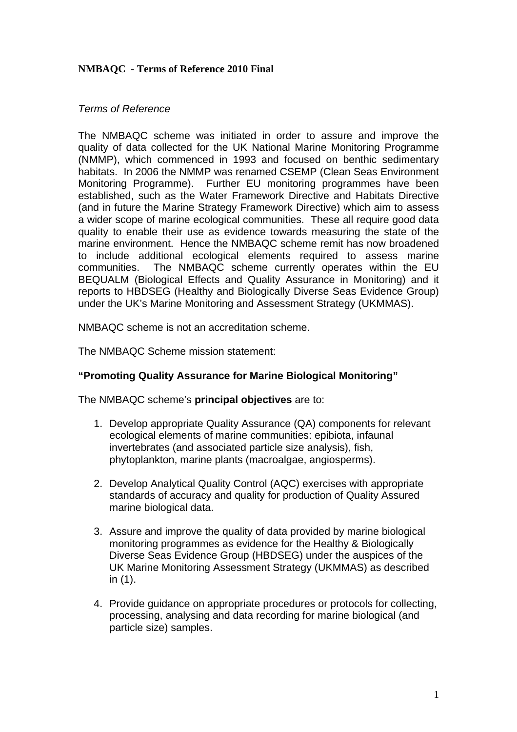**NMBAQC - Terms of Reference 2010 Final**

*Terms of Reference*

The NMBAQC scheme was initiated in order to assure and improve the quality of data collected for the UK National Marine Monitoring Programme (NMMP), which commenced in 1993 and focused on benthic sedimentary habitats. In 2006 the NMMP was renamed CSEMP (Clean Seas Environment Monitoring Programme). Further EU monitoring programmes have been established, such as the Water Framework Directive and Habitats Directive (and in future the Marine Strategy Framework Directive) which aim to assess a wider scope of marine ecological communities. These all require good data quality to enable their use as evidence towards measuring the state of the marine environment. Hence the NMBAQC scheme remit has now broadened to include additional ecological elements required to assess marine communities. The NMBAQC scheme currently operates within the EU BEQUALM (Biological Effects and Quality Assurance in Monitoring) and it reports to HBDSEG (Healthy and Biologically Diverse Seas Evidence Group) under the UK's Marine Monitoring and Assessment Strategy (UKMMAS).

NMBAQC scheme is not an accreditation scheme.

The NMBAQC Scheme mission statement:

**"Promoting Quality Assurance for Marine Biological Monitoring"**

The NMBAQC scheme's **principal objectives** are to:

1. Develop appropriate Quality Assurance (QA) components for relevant ecological elements of marine communities: epibiota, infaunal invertebrates (and associated particle size analysis), fish, phytoplankton, marine plants (macroalgae, angiosperms).

2. Develop Analytical Quality Control (AQC) exercises with appropriate standards of accuracy and quality for production of Quality Assured marine biological data.

3. Assure and improve the quality of data provided by marine biological monitoring programmes as evidence for the Healthy & Biologically Diverse Seas Evidence Group (HBDSEG) under the auspices of the UK Marine Monitoring Assessment Strategy (UKMMAS) as described in (1).

4. Provide guidance on appropriate procedures or protocols for collecting, processing, analysing and data recording for marine biological (and particle size) samples.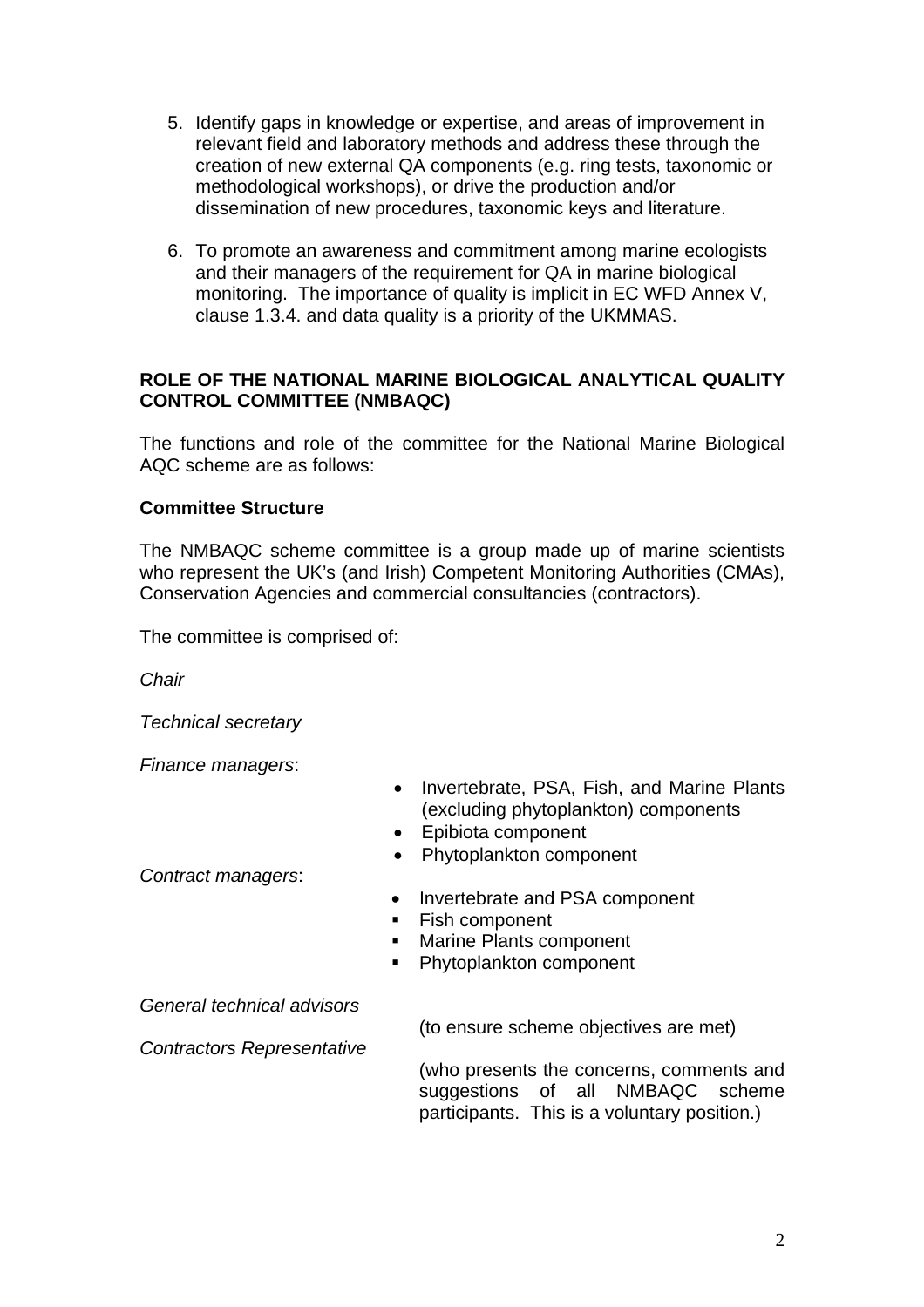5. Identify gaps in knowledge or expertise, and areas of improvement in relevant field and laboratory methods and address these through the creation of new external QA components (e.g. ring tests, taxonomic or methodological workshops), or drive the production and/or dissemination of new procedures, taxonomic keys and literature.

6. To promote an awareness and commitment among marine ecologists and their managers of the requirement for QA in marine biological monitoring. The importance of quality is implicit in EC WFD Annex V, clause 1.3.4. and data quality is a priority of the UKMMAS.

**ROLE OF THE NATIONAL MARINE BIOLOGICAL ANALYTICAL QUALITY CONTROL COMMITTEE (NMBAQC)**

The functions and role of the committee for the National Marine Biological AQC scheme are as follows:

**Committee Structure**

The NMBAQC scheme committee is a group made up of marine scientists who represent the UK's (and Irish) Competent Monitoring Authorities (CMAs), Conservation Agencies and commercial consultancies (contractors).

The committee is comprised of:

*Chair*

*Technical secretary*

*Finance managers*:

- Invertebrate, PSA, Fish, and Marine Plants (excluding phytoplankton) components
- Epibiota component
- Phytoplankton component

*Contract managers*:

- Invertebrate and PSA component
- Fish component
- Marine Plants component
- Phytoplankton component

*General technical advisors* (to ensure scheme objectives are met)

*Contractors Representative* (who presents the concerns, comments and suggestions of all NMBAQC scheme participants. This is a voluntary position.)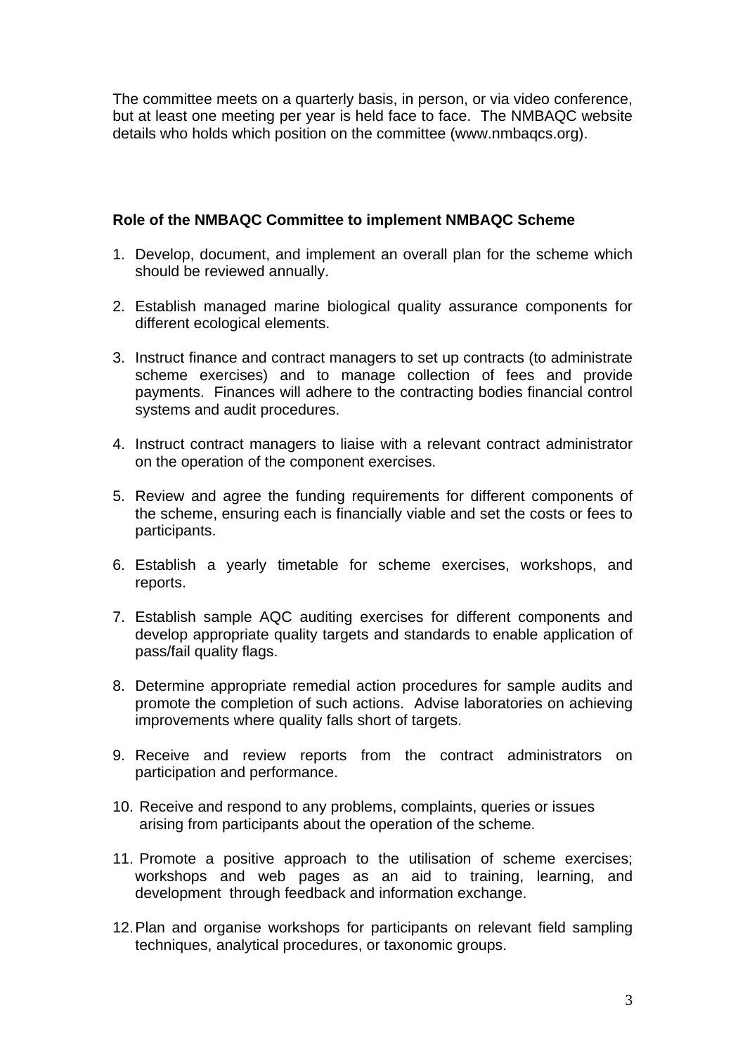The committee meets on a quarterly basis, in person, or via video conference, but at least one meeting per year is held face to face. The NMBAQC website details who holds which position on the committee (www.nmbaqcs.org).

**Role of the NMBAQC Committee to implement NMBAQC Scheme**

1. Develop, document, and implement an overall plan for the scheme which should be reviewed annually.

2. Establish managed marine biological quality assurance components for different ecological elements.

3. Instruct finance and contract managers to set up contracts (to administrate scheme exercises) and to manage collection of fees and provide payments. Finances will adhere to the contracting bodies financial control systems and audit procedures.

4. Instruct contract managers to liaise with a relevant contract administrator on the operation of the component exercises.

5. Review and agree the funding requirements for different components of the scheme, ensuring each is financially viable and set the costs or fees to participants.

6. Establish a yearly timetable for scheme exercises, workshops, and reports.

7. Establish sample AQC auditing exercises for different components and develop appropriate quality targets and standards to enable application of pass/fail quality flags.

8. Determine appropriate remedial action procedures for sample audits and promote the completion of such actions. Advise laboratories on achieving improvements where quality falls short of targets.

9. Receive and review reports from the contract administrators on participation and performance.

10. Receive and respond to any problems, complaints, queries or issues arising from participants about the operation of the scheme.

11. Promote a positive approach to the utilisation of scheme exercises; workshops and web pages as an aid to training, learning, and development through feedback and information exchange.

12. Plan and organise workshops for participants on relevant field sampling techniques, analytical procedures, or taxonomic groups.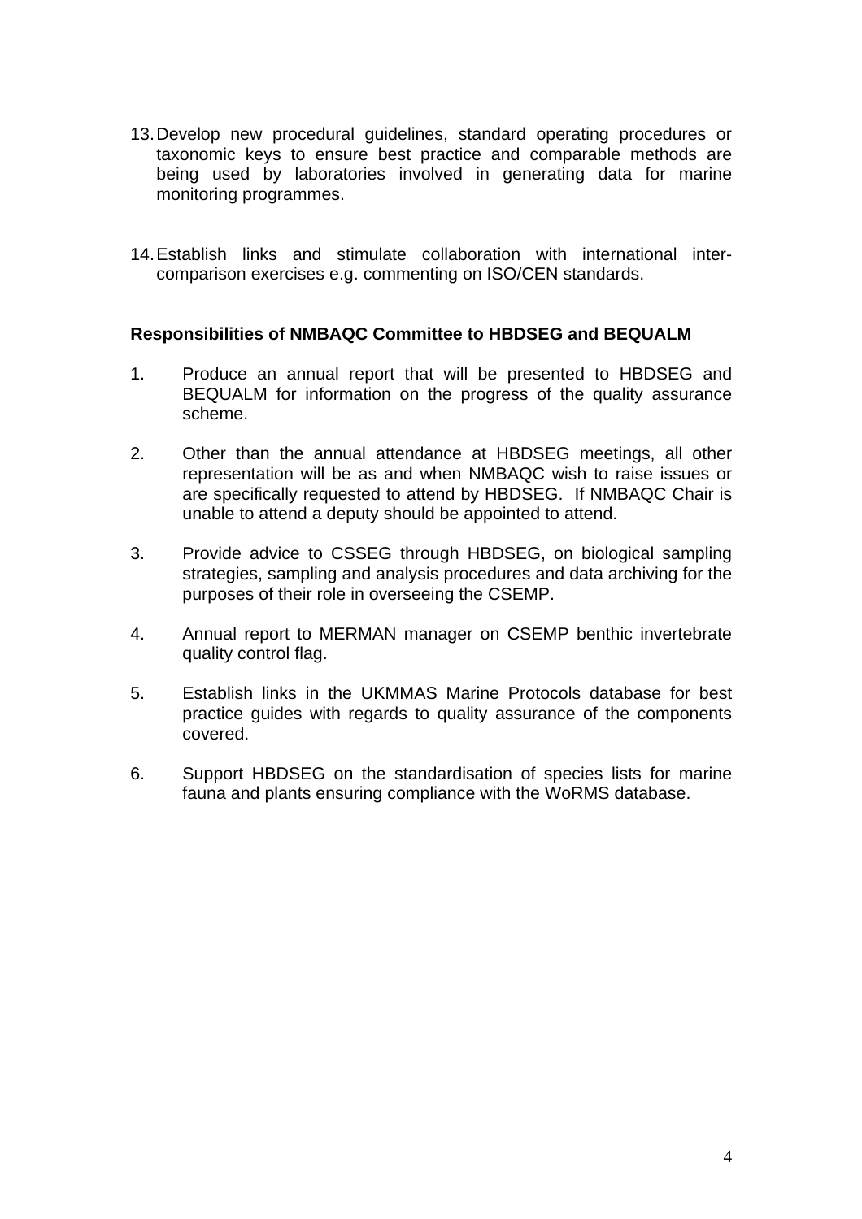13. Develop new procedural guidelines, standard operating procedures or taxonomic keys to ensure best practice and comparable methods are being used by laboratories involved in generating data for marine monitoring programmes.

14. Establish links and stimulate collaboration with international inter-comparison exercises e.g. commenting on ISO/CEN standards.

**Responsibilities of NMBAQC Committee to HBDSEG and BEQUALM**

1. Produce an annual report that will be presented to HBDSEG and BEQUALM for information on the progress of the quality assurance scheme.

2. Other than the annual attendance at HBDSEG meetings, all other representation will be as and when NMBAQC wish to raise issues or are specifically requested to attend by HBDSEG. If NMBAQC Chair is unable to attend a deputy should be appointed to attend.

3. Provide advice to CSSEG through HBDSEG, on biological sampling strategies, sampling and analysis procedures and data archiving for the purposes of their role in overseeing the CSEMP.

4. Annual report to MERMAN manager on CSEMP benthic invertebrate quality control flag.

5. Establish links in the UKMMAS Marine Protocols database for best practice guides with regards to quality assurance of the components covered.

6. Support HBDSEG on the standardisation of species lists for marine fauna and plants ensuring compliance with the WoRMS database.